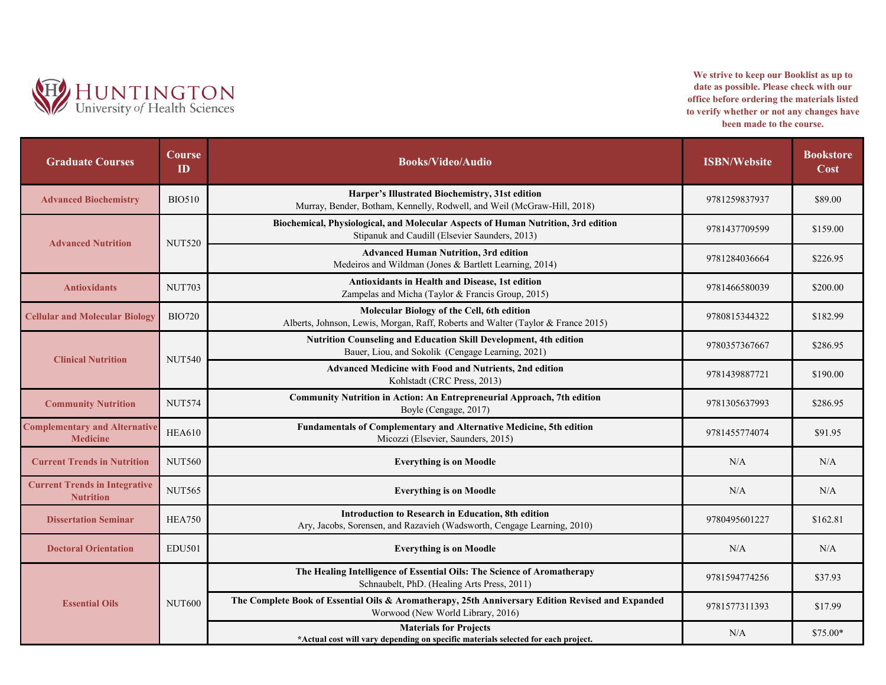Huntington University of Health Sciences

**We strive to keep our Booklist as up to date as possible. Please check with our office before ordering the materials listed to verify whether or not any changes have been made to the course.**

| Graduate Courses | Course ID | Books/Video/Audio | ISBN/Website | Bookstore Cost |
|---|---|---|---|---|
| Advanced Biochemistry | BIO510 | **Harper's Illustrated Biochemistry, 31st edition** Murray, Bender, Botham, Kennelly, Rodwell, and Weil (McGraw-Hill, 2018) | 9781259837937 | $89.00 |
| Advanced Nutrition | NUT520 | **Biochemical, Physiological, and Molecular Aspects of Human Nutrition, 3rd edition** Stipanuk and Caudill (Elsevier Saunders, 2013) | 9781437709599 | $159.00 |
| | | **Advanced Human Nutrition, 3rd edition** Medeiros and Wildman (Jones & Bartlett Learning, 2014) | 9781284036664 | $226.95 |
| Antioxidants | NUT703 | **Antioxidants in Health and Disease, 1st edition** Zampelas and Micha (Taylor & Francis Group, 2015) | 9781466580039 | $200.00 |
| Cellular and Molecular Biology | BIO720 | **Molecular Biology of the Cell, 6th edition** Alberts, Johnson, Lewis, Morgan, Raff, Roberts and Walter (Taylor & France 2015) | 9780815344322 | $182.99 |
| Clinical Nutrition | NUT540 | **Nutrition Counseling and Education Skill Development, 4th edition** Bauer, Liou, and Sokolik (Cengage Learning, 2021) | 9780357367667 | $286.95 |
| | | **Advanced Medicine with Food and Nutrients, 2nd edition** Kohlstadt (CRC Press, 2013) | 9781439887721 | $190.00 |
| Community Nutrition | NUT574 | **Community Nutrition in Action: An Entrepreneurial Approach, 7th edition** Boyle (Cengage, 2017) | 9781305637993 | $286.95 |
| Complementary and Alternative Medicine | HEA610 | **Fundamentals of Complementary and Alternative Medicine, 5th edition** Micozzi (Elsevier, Saunders, 2015) | 9781455774074 | $91.95 |
| Current Trends in Nutrition | NUT560 | **Everything is on Moodle** | N/A | N/A |
| Current Trends in Integrative Nutrition | NUT565 | **Everything is on Moodle** | N/A | N/A |
| Dissertation Seminar | HEA750 | **Introduction to Research in Education, 8th edition** Ary, Jacobs, Sorensen, and Razavieh (Wadsworth, Cengage Learning, 2010) | 9780495601227 | $162.81 |
| Doctoral Orientation | EDU501 | **Everything is on Moodle** | N/A | N/A |
| Essential Oils | NUT600 | **The Healing Intelligence of Essential Oils: The Science of Aromatherapy** Schnaubelt, PhD. (Healing Arts Press, 2011) | 9781594774256 | $37.93 |
| | | **The Complete Book of Essential Oils & Aromatherapy, 25th Anniversary Edition Revised and Expanded** Worwood (New World Library, 2016) | 9781577311393 | $17.99 |
| | | **Materials for Projects** **\*Actual cost will vary depending on specific materials selected for each project.** | N/A | $75.00* |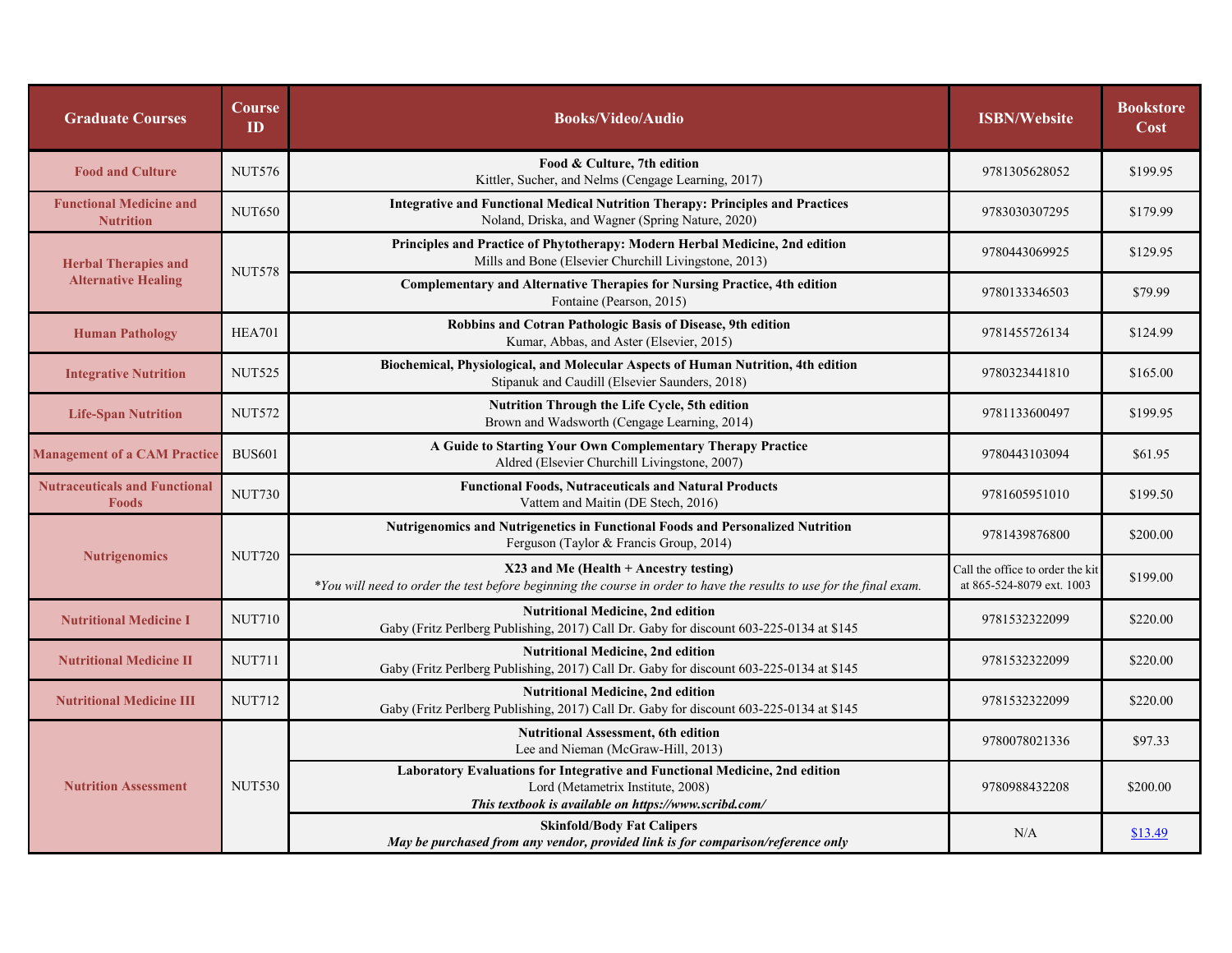| Graduate Courses | Course ID | Books/Video/Audio | ISBN/Website | Bookstore Cost |
|---|---|---|---|---|
| Food and Culture | NUT576 | **Food & Culture, 7th edition**<br>Kittler, Sucher, and Nelms (Cengage Learning, 2017) | 9781305628052 | $199.95 |
| Functional Medicine and Nutrition | NUT650 | **Integrative and Functional Medical Nutrition Therapy: Principles and Practices**<br>Noland, Driska, and Wagner (Spring Nature, 2020) | 9783030307295 | $179.99 |
| Herbal Therapies and Alternative Healing | NUT578 | **Principles and Practice of Phytotherapy: Modern Herbal Medicine, 2nd edition**<br>Mills and Bone (Elsevier Churchill Livingstone, 2013) | 9780443069925 | $129.95 |
| | | **Complementary and Alternative Therapies for Nursing Practice, 4th edition**<br>Fontaine (Pearson, 2015) | 9780133346503 | $79.99 |
| Human Pathology | HEA701 | **Robbins and Cotran Pathologic Basis of Disease, 9th edition**<br>Kumar, Abbas, and Aster (Elsevier, 2015) | 9781455726134 | $124.99 |
| Integrative Nutrition | NUT525 | **Biochemical, Physiological, and Molecular Aspects of Human Nutrition, 4th edition**<br>Stipanuk and Caudill (Elsevier Saunders, 2018) | 9780323441810 | $165.00 |
| Life-Span Nutrition | NUT572 | **Nutrition Through the Life Cycle, 5th edition**<br>Brown and Wadsworth (Cengage Learning, 2014) | 9781133600497 | $199.95 |
| Management of a CAM Practice | BUS601 | **A Guide to Starting Your Own Complementary Therapy Practice**<br>Aldred (Elsevier Churchill Livingstone, 2007) | 9780443103094 | $61.95 |
| Nutraceuticals and Functional Foods | NUT730 | **Functional Foods, Nutraceuticals and Natural Products**<br>Vattem and Maitin (DE Stech, 2016) | 9781605951010 | $199.50 |
| Nutrigenomics | NUT720 | **Nutrigenomics and Nutrigenetics in Functional Foods and Personalized Nutrition**<br>Ferguson (Taylor & Francis Group, 2014) | 9781439876800 | $200.00 |
| | | **X23 and Me (Health + Ancestry testing)**<br>*\*You will need to order the test before beginning the course in order to have the results to use for the final exam.* | Call the office to order the kit at 865-524-8079 ext. 1003 | $199.00 |
| Nutritional Medicine I | NUT710 | **Nutritional Medicine, 2nd edition**<br>Gaby (Fritz Perlberg Publishing, 2017) Call Dr. Gaby for discount 603-225-0134 at $145 | 9781532322099 | $220.00 |
| Nutritional Medicine II | NUT711 | **Nutritional Medicine, 2nd edition**<br>Gaby (Fritz Perlberg Publishing, 2017) Call Dr. Gaby for discount 603-225-0134 at $145 | 9781532322099 | $220.00 |
| Nutritional Medicine III | NUT712 | **Nutritional Medicine, 2nd edition**<br>Gaby (Fritz Perlberg Publishing, 2017) Call Dr. Gaby for discount 603-225-0134 at $145 | 9781532322099 | $220.00 |
| Nutrition Assessment | NUT530 | **Nutritional Assessment, 6th edition**<br>Lee and Nieman (McGraw-Hill, 2013) | 9780078021336 | $97.33 |
| | | **Laboratory Evaluations for Integrative and Functional Medicine, 2nd edition**<br>Lord (Metametrix Institute, 2008)<br>***This textbook is available on https://www.scribd.com/*** | 9780988432208 | $200.00 |
| | | **Skinfold/Body Fat Calipers**<br>***May be purchased from any vendor, provided link is for comparison/reference only*** | N/A | $13.49 |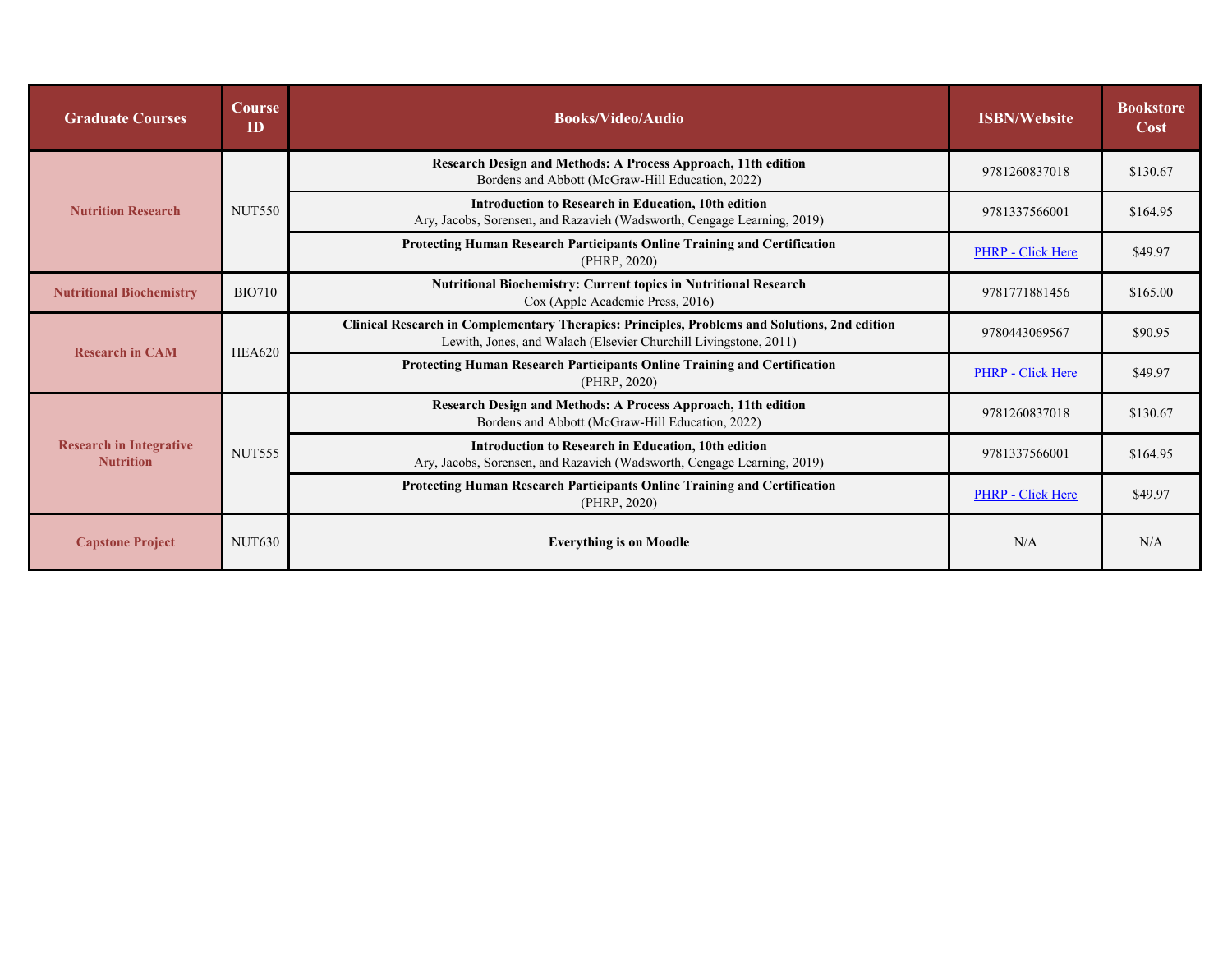| Graduate Courses | Course ID | Books/Video/Audio | ISBN/Website | Bookstore Cost |
|---|---|---|---|---|
| Nutrition Research | NUT550 | **Research Design and Methods: A Process Approach, 11th edition**<br>Bordens and Abbott (McGraw-Hill Education, 2022) | 9781260837018 | $130.67 |
| | | **Introduction to Research in Education, 10th edition**<br>Ary, Jacobs, Sorensen, and Razavieh (Wadsworth, Cengage Learning, 2019) | 9781337566001 | $164.95 |
| | | **Protecting Human Research Participants Online Training and Certification**<br>(PHRP, 2020) | PHRP - Click Here | $49.97 |
| Nutritional Biochemistry | BIO710 | **Nutritional Biochemistry: Current topics in Nutritional Research**<br>Cox (Apple Academic Press, 2016) | 9781771881456 | $165.00 |
| Research in CAM | HEA620 | **Clinical Research in Complementary Therapies: Principles, Problems and Solutions, 2nd edition**<br>Lewith, Jones, and Walach (Elsevier Churchill Livingstone, 2011) | 9780443069567 | $90.95 |
| | | **Protecting Human Research Participants Online Training and Certification**<br>(PHRP, 2020) | PHRP - Click Here | $49.97 |
| Research in Integrative Nutrition | NUT555 | **Research Design and Methods: A Process Approach, 11th edition**<br>Bordens and Abbott (McGraw-Hill Education, 2022) | 9781260837018 | $130.67 |
| | | **Introduction to Research in Education, 10th edition**<br>Ary, Jacobs, Sorensen, and Razavieh (Wadsworth, Cengage Learning, 2019) | 9781337566001 | $164.95 |
| | | **Protecting Human Research Participants Online Training and Certification**<br>(PHRP, 2020) | PHRP - Click Here | $49.97 |
| Capstone Project | NUT630 | **Everything is on Moodle** | N/A | N/A |